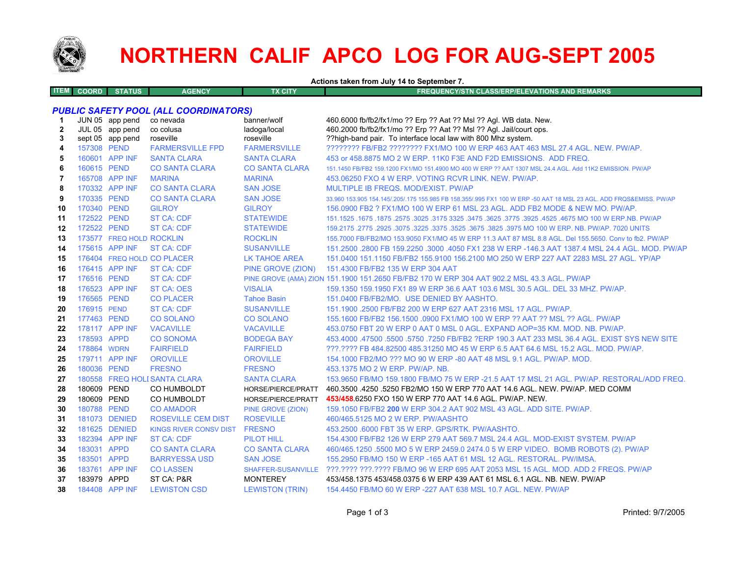# NORTHERN CALIF APCO LOG FOR AUG-SEPT 2005

**Actions taken from July 14 to September 7.**

| ITEM | COORD | STATUS | AGENCY | TX CITY | FREQUENCY/STN CLASS/ERP/ELEVATIONS AND REMARKS |
|---|---|---|---|---|---|
| | | | ***PUBLIC SAFETY POOL (ALL COORDINATORS)*** | | |
| 1 | JUN 05 | app pend | co nevada | banner/wolf | 460.6000 fb/fb2/fx1/mo ?? Erp ?? Aat ?? Msl ?? Agl. WB data. New. |
| 2 | JUL 05 | app pend | co colusa | ladoga/local | 460.2000 fb/fb2/fx1/mo ?? Erp ?? Aat ?? Msl ?? Agl. Jail/court ops. |
| 3 | sept 05 | app pend | roseville | roseville | ??high-band pair. To interface local law with 800 Mhz system. |
| 4 | 157308 | PEND | FARMERSVILLE FPD | FARMERSVILLE | ???????? FB/FB2 ???????? FX1/MO 100 W ERP 463 AAT 463 MSL 27.4 AGL. NEW. PW/AP. |
| 5 | 160601 | APP INF | SANTA CLARA | SANTA CLARA | 453 or 458.8875 MO 2 W ERP. 11K0 F3E AND F2D EMISSIONS. ADD FREQ. |
| 6 | 160615 | PEND | CO SANTA CLARA | CO SANTA CLARA | 151.1450 FB/FB2 159.1200 FX1/MO 151.4900 MO 400 W ERP ?? AAT 1307 MSL 24.4 AGL. Add 11K2 EMISSION. PW/AP |
| 7 | 165708 | APP INF | MARINA | MARINA | 453.06250 FXO 4 W ERP. VOTING RCVR LINK. NEW. PW/AP. |
| 8 | 170332 | APP INF | CO SANTA CLARA | SAN JOSE | MULTIPLE IB FREQS. MOD/EXIST. PW/AP |
| 9 | 170335 | PEND | CO SANTA CLARA | SAN JOSE | 33.960 153.905 154.145/.205/.175 155.985 FB 158.355/.995 FX1 100 W ERP -50 AAT 18 MSL 23 AGL. ADD FRQS&EMISS. PW/AP |
| 10 | 170340 | PEND | GILROY | GILROY | 156.0900 FB2 ? FX1/MO 100 W ERP 61 MSL 23 AGL. ADD FB2 MODE & NEW MO. PW/AP. |
| 11 | 172522 | PEND | ST CA: CDF | STATEWIDE | 151.1525 .1675 .1875 .2575 .3025 .3175 3325 .3475 .3625 .3775 .3925 .4525 .4675 MO 100 W ERP.NB. PW/AP |
| 12 | 172522 | PEND | ST CA: CDF | STATEWIDE | 159.2175 .2775 .2925 .3075 .3225 .3375 .3525 .3675 .3825 .3975 MO 100 W ERP. NB. PW/AP. 7020 UNITS |
| 13 | 173577 | FREQ HOLD | ROCKLIN | ROCKLIN | 155.7000 FB/FB2/MO 153.9050 FX1/MO 45 W ERP 11.3 AAT 87 MSL 8.8 AGL. Del 155.5650. Conv to fb2. PW/AP |
| 14 | 175615 | APP INF | ST CA: CDF | SUSANVILLE | 151.2500 .2800 FB 159.2250 .3000 .4050 FX1 238 W ERP -146.3 AAT 1387.4 MSL 24.4 AGL. MOD. PW/AP |
| 15 | 176404 | FREQ HOLD | CO PLACER | LK TAHOE AREA | 151.0400 151.1150 FB/FB2 155.9100 156.2100 MO 250 W ERP 227 AAT 2283 MSL 27 AGL. YP/AP |
| 16 | 176415 | APP INF | ST CA: CDF | PINE GROVE (ZION) | 151.4300 FB/FB2 135 W ERP 304 AAT |
| 17 | 176516 | PEND | ST CA: CDF | PINE GROVE (AMA) ZION | 151.1900 151.2650 FB/FB2 170 W ERP 304 AAT 902.2 MSL 43.3 AGL. PW/AP |
| 18 | 176523 | APP INF | ST CA: OES | VISALIA | 159.1350 159.1950 FX1 89 W ERP 36.6 AAT 103.6 MSL 30.5 AGL. DEL 33 MHZ. PW/AP. |
| 19 | 176565 | PEND | CO PLACER | Tahoe Basin | 151.0400 FB/FB2/MO. USE DENIED BY AASHTO. |
| 20 | 176915 | PEND | ST CA: CDF | SUSANVILLE | 151.1900 .2500 FB/FB2 200 W ERP 627 AAT 2316 MSL 17 AGL. PW/AP. |
| 21 | 177463 | PEND | CO SOLANO | CO SOLANO | 155.1600 FB/FB2 156.1500 .0900 FX1/MO 100 W ERP ?? AAT ?? MSL ?? AGL. PW/AP |
| 22 | 178117 | APP INF | VACAVILLE | VACAVILLE | 453.0750 FBT 20 W ERP 0 AAT 0 MSL 0 AGL. EXPAND AOP=35 KM. MOD. NB. PW/AP. |
| 23 | 178593 | APPD | CO SONOMA | BODEGA BAY | 453.4000 .47500 .5500 .5750 .7250 FB/FB2 ?ERP 190.3 AAT 233 MSL 36.4 AGL. EXIST SYS NEW SITE |
| 24 | 178864 | WDRN | FAIRFIELD | FAIRFIELD | ???.???? FB 484.82500 485.31250 MO 45 W ERP 6.5 AAT 64.6 MSL 15.2 AGL. MOD. PW/AP. |
| 25 | 179711 | APP INF | OROVILLE | OROVILLE | 154.1000 FB2/MO ??? MO 90 W ERP -80 AAT 48 MSL 9.1 AGL. PW/AP. MOD. |
| 26 | 180036 | PEND | FRESNO | FRESNO | 453.1375 MO 2 W ERP. PW/AP. NB. |
| 27 | 180558 | FREQ HOLD | SANTA CLARA | SANTA CLARA | 153.9650 FB/MO 159.1800 FB/MO 75 W ERP -21.5 AAT 17 MSL 21 AGL. PW/AP. RESTORAL/ADD FREQ. |
| 28 | 180609 | PEND | CO HUMBOLDT | HORSE/PIERCE/PRATT | 460.3500 .4250 .5250 FB2/MO 150 W ERP 770 AAT 14.6 AGL. NEW. PW/AP. MED COMM |
| 29 | 180609 | PEND | CO HUMBOLDT | HORSE/PIERCE/PRATT | 453/458.6250 FXO 150 W ERP 770 AAT 14.6 AGL. PW/AP. NEW. |
| 30 | 180788 | PEND | CO AMADOR | PINE GROVE (ZION) | 159.1050 FB/FB2 **200** W ERP 304.2 AAT 902 MSL 43 AGL. ADD SITE. PW/AP. |
| 31 | 181073 | DENIED | ROSEVILLE CEM DIST | ROSEVILLE | 460/465.5125 MO 2 W ERP. PW/AASHTO |
| 32 | 181625 | DENIED | KINGS RIVER CONSV DIST | FRESNO | 453.2500 .6000 FBT 35 W ERP. GPS/RTK. PW/AASHTO. |
| 33 | 182394 | APP INF | ST CA: CDF | PILOT HILL | 154.4300 FB/FB2 126 W ERP 279 AAT 569.7 MSL 24.4 AGL. MOD-EXIST SYSTEM. PW/AP |
| 34 | 183031 | APPD | CO SANTA CLARA | CO SANTA CLARA | 460/465.1250 .5500 MO 5 W ERP 2459.0 2474.0 5 W ERP VIDEO. BOMB ROBOTS (2). PW/AP |
| 35 | 183501 | APPD | BARRYESSA USD | SAN JOSE | 155.2950 FB/MO 150 W ERP -165 AAT 61 MSL 12 AGL. RESTORAL. PW/IMSA. |
| 36 | 183761 | APP INF | CO LASSEN | SHAFFER-SUSANVILLE | ???.???? ???.???? FB/MO 96 W ERP 695 AAT 2053 MSL 15 AGL. MOD. ADD 2 FREQS. PW/AP |
| 37 | 183979 | APPD | ST CA: P&R | MONTEREY | 453/458.1375 453/458.0375 6 W ERP 439 AAT 61 MSL 6.1 AGL. NB. NEW. PW/AP |
| 38 | 184408 | APP INF | LEWISTON CSD | LEWISTON (TRIN) | 154.4450 FB/MO 60 W ERP -227 AAT 638 MSL 10.7 AGL. NEW. PW/AP |

Printed: 9/7/2005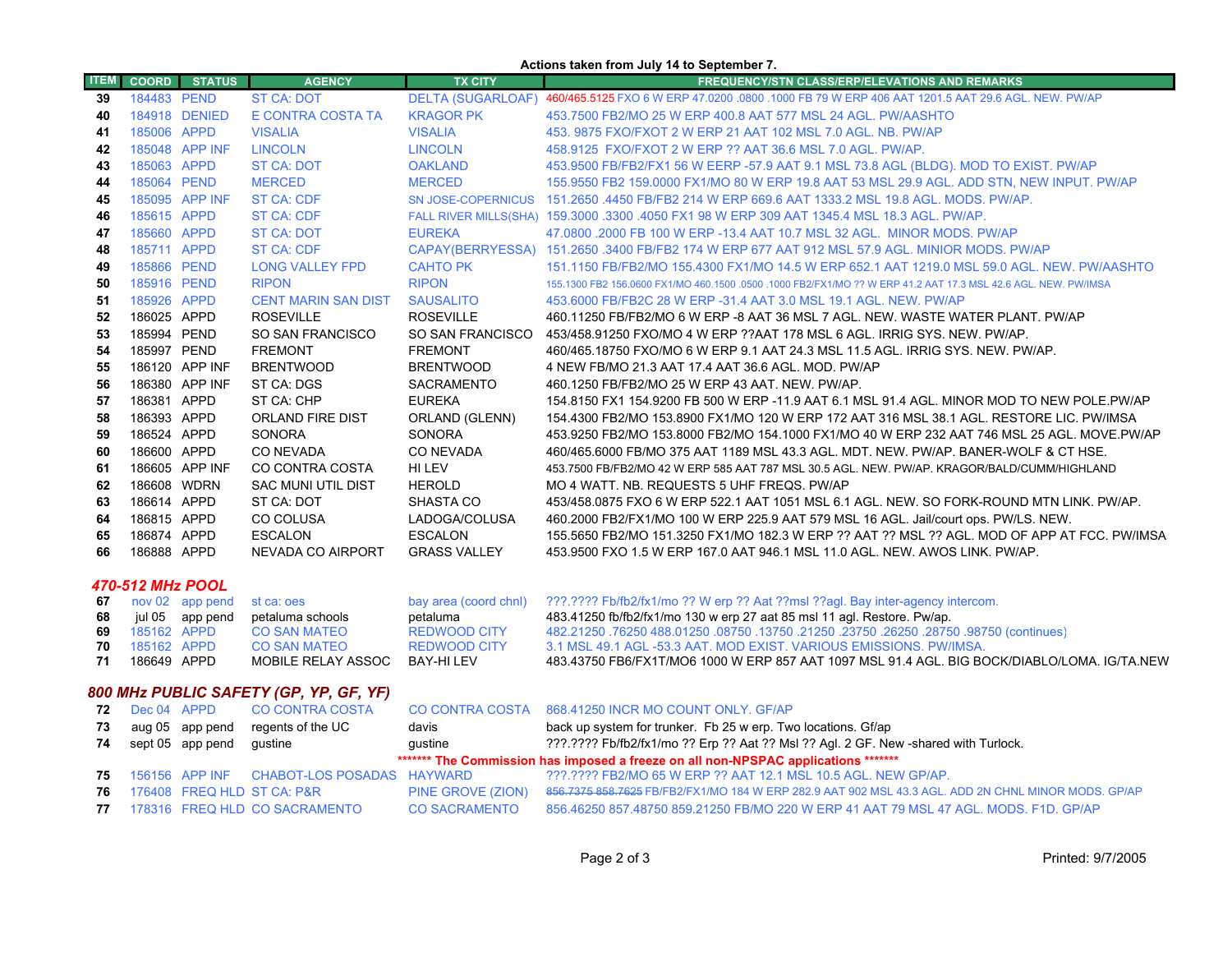**Actions taken from July 14 to September 7.**

| ITEM | COORD | STATUS | AGENCY | TX CITY | FREQUENCY/STN CLASS/ERP/ELEVATIONS AND REMARKS |
|---|---|---|---|---|---|
| 39 | 184483 | PEND | ST CA: DOT | DELTA (SUGARLOAF) | 460/465.5125 FXO 6 W ERP 47.0200 .0800 .1000 FB 79 W ERP 406 AAT 1201.5 AAT 29.6 AGL. NEW. PW/AP |
| 40 | 184918 | DENIED | E CONTRA COSTA TA | KRAGOR PK | 453.7500 FB2/MO 25 W ERP 400.8 AAT 577 MSL 24 AGL. PW/AASHTO |
| 41 | 185006 | APPD | VISALIA | VISALIA | 453. 9875 FXO/FXOT 2 W ERP 21 AAT 102 MSL 7.0 AGL. NB. PW/AP |
| 42 | 185048 | APP INF | LINCOLN | LINCOLN | 458.9125 FXO/FXOT 2 W ERP ?? AAT 36.6 MSL 7.0 AGL. PW/AP. |
| 43 | 185063 | APPD | ST CA: DOT | OAKLAND | 453.9500 FB/FB2/FX1 56 W EERP -57.9 AAT 9.1 MSL 73.8 AGL (BLDG). MOD TO EXIST. PW/AP |
| 44 | 185064 | PEND | MERCED | MERCED | 155.9550 FB2 159.0000 FX1/MO 80 W ERP 19.8 AAT 53 MSL 29.9 AGL. ADD STN, NEW INPUT. PW/AP |
| 45 | 185095 | APP INF | ST CA: CDF | SN JOSE-COPERNICUS | 151.2650 .4450 FB/FB2 214 W ERP 669.6 AAT 1333.2 MSL 19.8 AGL. MODS. PW/AP. |
| 46 | 185615 | APPD | ST CA: CDF | FALL RIVER MILLS(SHA) | 159.3000 .3300 .4050 FX1 98 W ERP 309 AAT 1345.4 MSL 18.3 AGL. PW/AP. |
| 47 | 185660 | APPD | ST CA: DOT | EUREKA | 47.0800 .2000 FB 100 W ERP -13.4 AAT 10.7 MSL 32 AGL. MINOR MODS. PW/AP |
| 48 | 185711 | APPD | ST CA: CDF | CAPAY(BERRYESSA) | 151.2650 .3400 FB/FB2 174 W ERP 677 AAT 912 MSL 57.9 AGL. MINIOR MODS. PW/AP |
| 49 | 185866 | PEND | LONG VALLEY FPD | CAHTO PK | 151.1150 FB/FB2/MO 155.4300 FX1/MO 14.5 W ERP 652.1 AAT 1219.0 MSL 59.0 AGL. NEW. PW/AASHTO |
| 50 | 185916 | PEND | RIPON | RIPON | 155.1300 FB2 156.0600 FX1/MO 460.1500 .0500 .1000 FB2/FX1/MO ?? W ERP 41.2 AAT 17.3 MSL 42.6 AGL. NEW. PW/IMSA |
| 51 | 185926 | APPD | CENT MARIN SAN DIST | SAUSALITO | 453.6000 FB/FB2C 28 W ERP -31.4 AAT 3.0 MSL 19.1 AGL. NEW. PW/AP |
| 52 | 186025 | APPD | ROSEVILLE | ROSEVILLE | 460.11250 FB/FB2/MO 6 W ERP -8 AAT 36 MSL 7 AGL. NEW. WASTE WATER PLANT. PW/AP |
| 53 | 185994 | PEND | SO SAN FRANCISCO | SO SAN FRANCISCO | 453/458.91250 FXO/MO 4 W ERP ??AAT 178 MSL 6 AGL. IRRIG SYS. NEW. PW/AP. |
| 54 | 185997 | PEND | FREMONT | FREMONT | 460/465.18750 FXO/MO 6 W ERP 9.1 AAT 24.3 MSL 11.5 AGL. IRRIG SYS. NEW. PW/AP. |
| 55 | 186120 | APP INF | BRENTWOOD | BRENTWOOD | 4 NEW FB/MO 21.3 AAT 17.4 AAT 36.6 AGL. MOD. PW/AP |
| 56 | 186380 | APP INF | ST CA: DGS | SACRAMENTO | 460.1250 FB/FB2/MO 25 W ERP 43 AAT. NEW. PW/AP. |
| 57 | 186381 | APPD | ST CA: CHP | EUREKA | 154.8150 FX1 154.9200 FB 500 W ERP -11.9 AAT 6.1 MSL 91.4 AGL. MINOR MOD TO NEW POLE.PW/AP |
| 58 | 186393 | APPD | ORLAND FIRE DIST | ORLAND (GLENN) | 154.4300 FB2/MO 153.8900 FX1/MO 120 W ERP 172 AAT 316 MSL 38.1 AGL. RESTORE LIC. PW/IMSA |
| 59 | 186524 | APPD | SONORA | SONORA | 453.9250 FB2/MO 153.8000 FB2/MO 154.1000 FX1/MO 40 W ERP 232 AAT 746 MSL 25 AGL. MOVE.PW/AP |
| 60 | 186600 | APPD | CO NEVADA | CO NEVADA | 460/465.6000 FB/MO 375 AAT 1189 MSL 43.3 AGL. MDT. NEW. PW/AP. BANER-WOLF & CT HSE. |
| 61 | 186605 | APP INF | CO CONTRA COSTA | HI LEV | 453.7500 FB/FB2/MO 42 W ERP 585 AAT 787 MSL 30.5 AGL. NEW. PW/AP. KRAGOR/BALD/CUMM/HIGHLAND |
| 62 | 186608 | WDRN | SAC MUNI UTIL DIST | HEROLD | MO 4 WATT. NB. REQUESTS 5 UHF FREQS. PW/AP |
| 63 | 186614 | APPD | ST CA: DOT | SHASTA CO | 453/458.0875 FXO 6 W ERP 522.1 AAT 1051 MSL 6.1 AGL. NEW. SO FORK-ROUND MTN LINK. PW/AP. |
| 64 | 186815 | APPD | CO COLUSA | LADOGA/COLUSA | 460.2000 FB2/FX1/MO 100 W ERP 225.9 AAT 579 MSL 16 AGL. Jail/court ops. PW/LS. NEW. |
| 65 | 186874 | APPD | ESCALON | ESCALON | 155.5650 FB2/MO 151.3250 FX1/MO 182.3 W ERP ?? AAT ?? MSL ?? AGL. MOD OF APP AT FCC. PW/IMSA |
| 66 | 186888 | APPD | NEVADA CO AIRPORT | GRASS VALLEY | 453.9500 FXO 1.5 W ERP 167.0 AAT 946.1 MSL 11.0 AGL. NEW. AWOS LINK. PW/AP. |
| | | | ***470-512 MHz POOL*** | | |
| 67 | nov 02 | app pend | st ca: oes | bay area (coord chnl) | ???.???? Fb/fb2/fx1/mo ?? W erp ?? Aat ??msl ??agl. Bay inter-agency intercom. |
| 68 | jul 05 | app pend | petaluma schools | petaluma | 483.41250 fb/fb2/fx1/mo 130 w erp 27 aat 85 msl 11 agl. Restore. Pw/ap. |
| 69 | 185162 | APPD | CO SAN MATEO | REDWOOD CITY | 482.21250 .76250 488.01250 .08750 .13750 .21250 .23750 .26250 .28750 .98750 (continues) |
| 70 | 185162 | APPD | CO SAN MATEO | REDWOOD CITY | 3.1 MSL 49.1 AGL -53.3 AAT. MOD EXIST. VARIOUS EMISSIONS. PW/IMSA. |
| 71 | 186649 | APPD | MOBILE RELAY ASSOC | BAY-HI LEV | 483.43750 FB6/FX1T/MO6 1000 W ERP 857 AAT 1097 MSL 91.4 AGL. BIG BOCK/DIABLO/LOMA. IG/TA.NEW |
| | | | ***800 MHz PUBLIC SAFETY (GP, YP, GF, YF)*** | | |
| 72 | Dec 04 | APPD | CO CONTRA COSTA | CO CONTRA COSTA | 868.41250 INCR MO COUNT ONLY. GF/AP |
| 73 | aug 05 | app pend | regents of the UC | davis | back up system for trunker. Fb 25 w erp. Two locations. Gf/ap |
| 74 | sept 05 | app pend | gustine | gustine | ???.???? Fb/fb2/fx1/mo ?? Erp ?? Aat ?? Msl ?? Agl. 2 GF. New -shared with Turlock. |
| | | | | | ***\*\*\*\*\*\*\* The Commission has imposed a freeze on all non-NPSPAC applications \*\*\*\*\*\*\**** |
| 75 | 156156 | APP INF | CHABOT-LOS POSADAS | HAYWARD | ???.???? FB2/MO 65 W ERP ?? AAT 12.1 MSL 10.5 AGL. NEW GP/AP. |
| 76 | 176408 | FREQ HLD | ST CA: P&R | PINE GROVE (ZION) | ~~856.7375 858.7625~~ FB/FB2/FX1/MO 184 W ERP 282.9 AAT 902 MSL 43.3 AGL. ADD 2N CHNL MINOR MODS. GP/AP |
| 77 | 178316 | FREQ HLD | CO SACRAMENTO | CO SACRAMENTO | 856.46250 857.48750 859.21250 FB/MO 220 W ERP 41 AAT 79 MSL 47 AGL. MODS. F1D. GP/AP |

Printed: 9/7/2005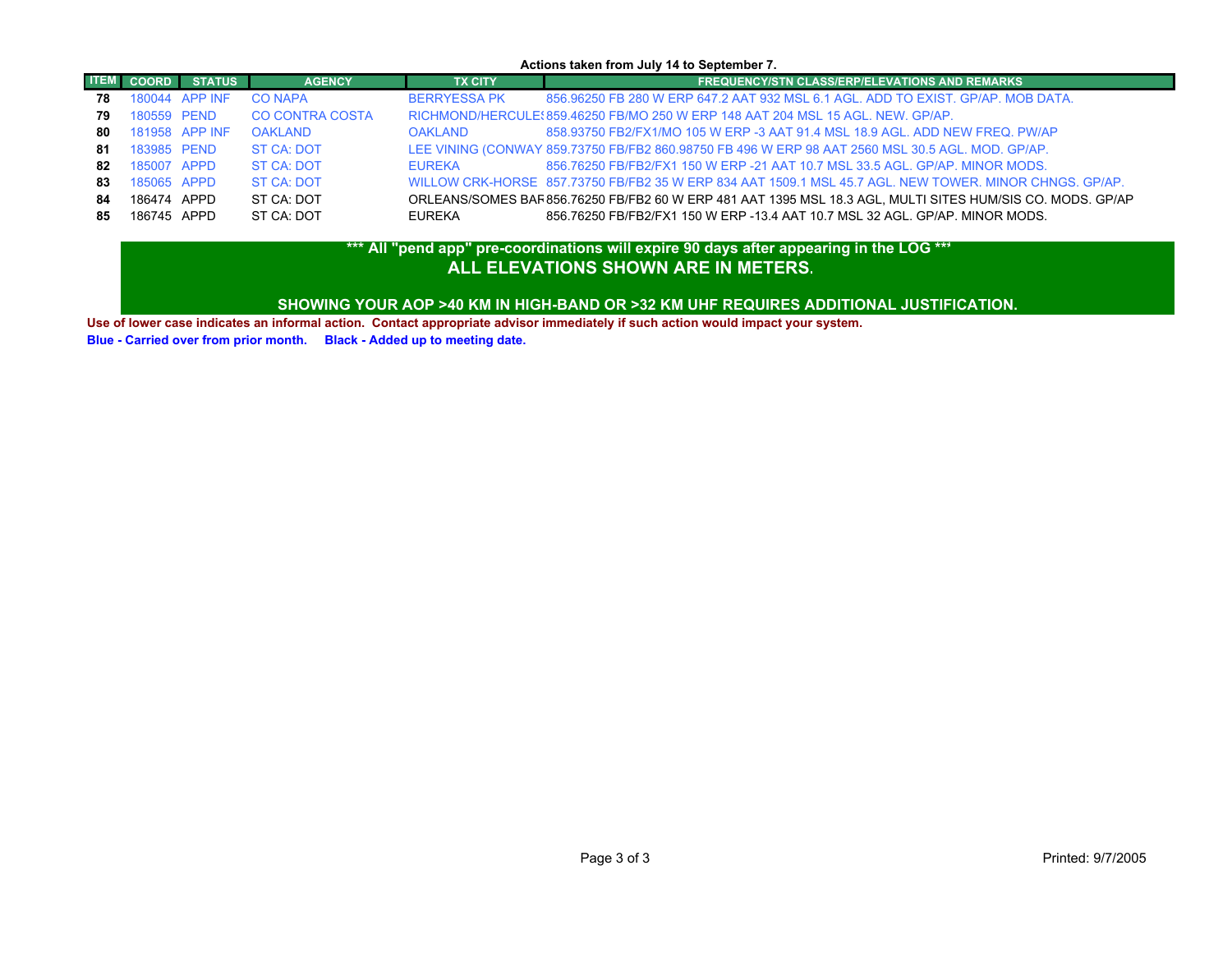**Actions taken from July 14 to September 7.**

| ITEM | COORD | STATUS | AGENCY | TX CITY | FREQUENCY/STN CLASS/ERP/ELEVATIONS AND REMARKS |
|---|---|---|---|---|---|
| 78 | 180044 | APP INF | CO NAPA | BERRYESSA PK | 856.96250 FB 280 W ERP 647.2 AAT 932 MSL 6.1 AGL. ADD TO EXIST. GP/AP. MOB DATA. |
| 79 | 180559 | PEND | CO CONTRA COSTA | RICHMOND/HERCULES | 859.46250 FB/MO 250 W ERP 148 AAT 204 MSL 15 AGL. NEW. GP/AP. |
| 80 | 181958 | APP INF | OAKLAND | OAKLAND | 858.93750 FB2/FX1/MO 105 W ERP -3 AAT 91.4 MSL 18.9 AGL. ADD NEW FREQ. PW/AP |
| 81 | 183985 | PEND | ST CA: DOT | LEE VINING (CONWAY | 859.73750 FB/FB2 860.98750 FB 496 W ERP 98 AAT 2560 MSL 30.5 AGL. MOD. GP/AP. |
| 82 | 185007 | APPD | ST CA: DOT | EUREKA | 856.76250 FB/FB2/FX1 150 W ERP -21 AAT 10.7 MSL 33.5 AGL. GP/AP. MINOR MODS. |
| 83 | 185065 | APPD | ST CA: DOT | WILLOW CRK-HORSE | 857.73750 FB/FB2 35 W ERP 834 AAT 1509.1 MSL 45.7 AGL. NEW TOWER. MINOR CHNGS. GP/AP. |
| 84 | 186474 | APPD | ST CA: DOT | ORLEANS/SOMES BAR | 856.76250 FB/FB2 60 W ERP 481 AAT 1395 MSL 18.3 AGL, MULTI SITES HUM/SIS CO. MODS. GP/AP |
| 85 | 186745 | APPD | ST CA: DOT | EUREKA | 856.76250 FB/FB2/FX1 150 W ERP -13.4 AAT 10.7 MSL 32 AGL. GP/AP. MINOR MODS. |

**\*\*\* All "pend app" pre-coordinations will expire 90 days after appearing in the LOG \*\*\***

**ALL ELEVATIONS SHOWN ARE IN METERS.**

**SHOWING YOUR AOP >40 KM IN HIGH-BAND OR >32 KM UHF REQUIRES ADDITIONAL JUSTIFICATION.**

**Use of lower case indicates an informal action. Contact appropriate advisor immediately if such action would impact your system.**

**Blue - Carried over from prior month. Black - Added up to meeting date.**

Printed: 9/7/2005